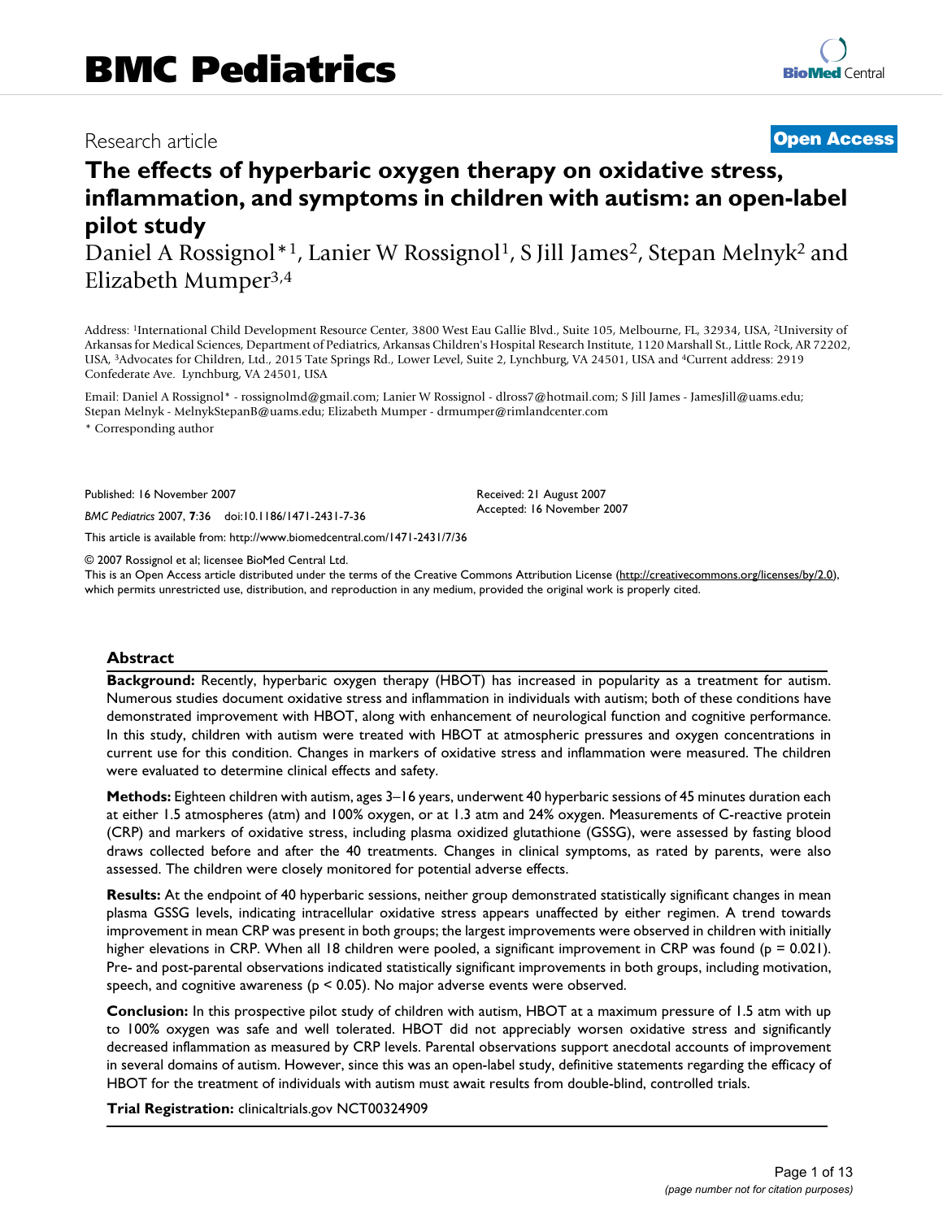# BMC Pediatrics

Research article

**Open Access**

# The effects of hyperbaric oxygen therapy on oxidative stress, inflammation, and symptoms in children with autism: an open-label pilot study

Daniel A Rossignol*[1], Lanier W Rossignol[1], S Jill James[2], Stepan Melnyk[2] and Elizabeth Mumper[3,4]

Address: [1]International Child Development Resource Center, 3800 West Eau Gallie Blvd., Suite 105, Melbourne, FL, 32934, USA, [2]University of Arkansas for Medical Sciences, Department of Pediatrics, Arkansas Children's Hospital Research Institute, 1120 Marshall St., Little Rock, AR 72202, USA, [3]Advocates for Children, Ltd., 2015 Tate Springs Rd., Lower Level, Suite 2, Lynchburg, VA 24501, USA and [4]Current address: 2919 Confederate Ave. Lynchburg, VA 24501, USA

Email: Daniel A Rossignol* - rossignolmd@gmail.com; Lanier W Rossignol - dlross7@hotmail.com; S Jill James - JamesJill@uams.edu; Stepan Melnyk - MelnykStepanB@uams.edu; Elizabeth Mumper - drmumper@rimlandcenter.com

\* Corresponding author

Published: 16 November 2007

*BMC Pediatrics* 2007, **7**:36 doi:10.1186/1471-2431-7-36

Received: 21 August 2007

Accepted: 16 November 2007

This article is available from: http://www.biomedcentral.com/1471-2431/7/36

© 2007 Rossignol et al; licensee BioMed Central Ltd.

This is an Open Access article distributed under the terms of the Creative Commons Attribution License (http://creativecommons.org/licenses/by/2.0), which permits unrestricted use, distribution, and reproduction in any medium, provided the original work is properly cited.

## Abstract

**Background:** Recently, hyperbaric oxygen therapy (HBOT) has increased in popularity as a treatment for autism. Numerous studies document oxidative stress and inflammation in individuals with autism; both of these conditions have demonstrated improvement with HBOT, along with enhancement of neurological function and cognitive performance. In this study, children with autism were treated with HBOT at atmospheric pressures and oxygen concentrations in current use for this condition. Changes in markers of oxidative stress and inflammation were measured. The children were evaluated to determine clinical effects and safety.

**Methods:** Eighteen children with autism, ages 3–16 years, underwent 40 hyperbaric sessions of 45 minutes duration each at either 1.5 atmospheres (atm) and 100% oxygen, or at 1.3 atm and 24% oxygen. Measurements of C-reactive protein (CRP) and markers of oxidative stress, including plasma oxidized glutathione (GSSG), were assessed by fasting blood draws collected before and after the 40 treatments. Changes in clinical symptoms, as rated by parents, were also assessed. The children were closely monitored for potential adverse effects.

**Results:** At the endpoint of 40 hyperbaric sessions, neither group demonstrated statistically significant changes in mean plasma GSSG levels, indicating intracellular oxidative stress appears unaffected by either regimen. A trend towards improvement in mean CRP was present in both groups; the largest improvements were observed in children with initially higher elevations in CRP. When all 18 children were pooled, a significant improvement in CRP was found ($p = 0.021$). Pre- and post-parental observations indicated statistically significant improvements in both groups, including motivation, speech, and cognitive awareness ($p < 0.05$). No major adverse events were observed.

**Conclusion:** In this prospective pilot study of children with autism, HBOT at a maximum pressure of 1.5 atm with up to 100% oxygen was safe and well tolerated. HBOT did not appreciably worsen oxidative stress and significantly decreased inflammation as measured by CRP levels. Parental observations support anecdotal accounts of improvement in several domains of autism. However, since this was an open-label study, definitive statements regarding the efficacy of HBOT for the treatment of individuals with autism must await results from double-blind, controlled trials.

**Trial Registration:** clinicaltrials.gov NCT00324909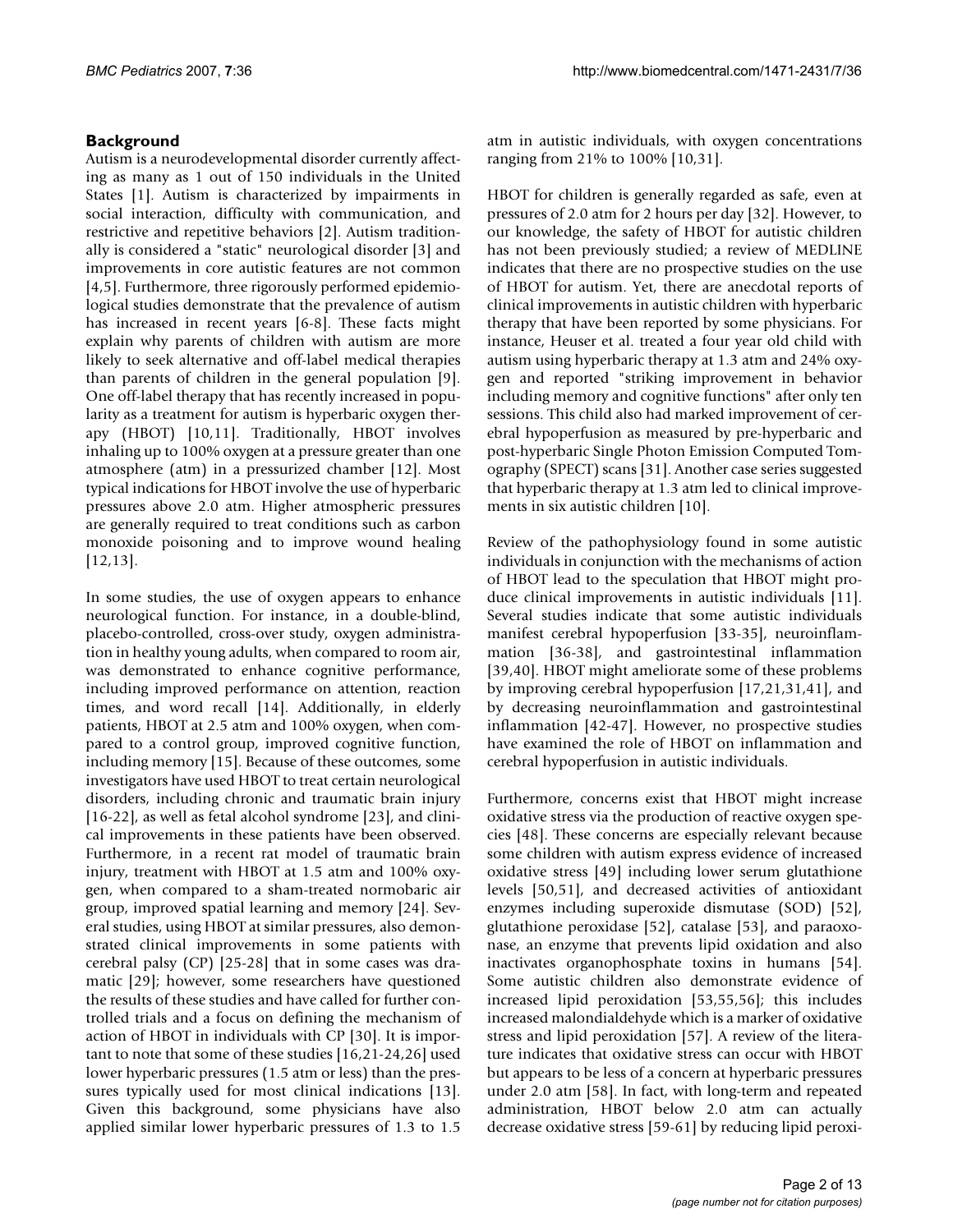## Background

Autism is a neurodevelopmental disorder currently affecting as many as 1 out of 150 individuals in the United States [1]. Autism is characterized by impairments in social interaction, difficulty with communication, and restrictive and repetitive behaviors [2]. Autism traditionally is considered a "static" neurological disorder [3] and improvements in core autistic features are not common [4,5]. Furthermore, three rigorously performed epidemiological studies demonstrate that the prevalence of autism has increased in recent years [6-8]. These facts might explain why parents of children with autism are more likely to seek alternative and off-label medical therapies than parents of children in the general population [9]. One off-label therapy that has recently increased in popularity as a treatment for autism is hyperbaric oxygen therapy (HBOT) [10,11]. Traditionally, HBOT involves inhaling up to 100% oxygen at a pressure greater than one atmosphere (atm) in a pressurized chamber [12]. Most typical indications for HBOT involve the use of hyperbaric pressures above 2.0 atm. Higher atmospheric pressures are generally required to treat conditions such as carbon monoxide poisoning and to improve wound healing [12,13].

In some studies, the use of oxygen appears to enhance neurological function. For instance, in a double-blind, placebo-controlled, cross-over study, oxygen administration in healthy young adults, when compared to room air, was demonstrated to enhance cognitive performance, including improved performance on attention, reaction times, and word recall [14]. Additionally, in elderly patients, HBOT at 2.5 atm and 100% oxygen, when compared to a control group, improved cognitive function, including memory [15]. Because of these outcomes, some investigators have used HBOT to treat certain neurological disorders, including chronic and traumatic brain injury [16-22], as well as fetal alcohol syndrome [23], and clinical improvements in these patients have been observed. Furthermore, in a recent rat model of traumatic brain injury, treatment with HBOT at 1.5 atm and 100% oxygen, when compared to a sham-treated normobaric air group, improved spatial learning and memory [24]. Several studies, using HBOT at similar pressures, also demonstrated clinical improvements in some patients with cerebral palsy (CP) [25-28] that in some cases was dramatic [29]; however, some researchers have questioned the results of these studies and have called for further controlled trials and a focus on defining the mechanism of action of HBOT in individuals with CP [30]. It is important to note that some of these studies [16,21-24,26] used lower hyperbaric pressures (1.5 atm or less) than the pressures typically used for most clinical indications [13]. Given this background, some physicians have also applied similar lower hyperbaric pressures of 1.3 to 1.5 atm in autistic individuals, with oxygen concentrations ranging from 21% to 100% [10,31].

HBOT for children is generally regarded as safe, even at pressures of 2.0 atm for 2 hours per day [32]. However, to our knowledge, the safety of HBOT for autistic children has not been previously studied; a review of MEDLINE indicates that there are no prospective studies on the use of HBOT for autism. Yet, there are anecdotal reports of clinical improvements in autistic children with hyperbaric therapy that have been reported by some physicians. For instance, Heuser et al. treated a four year old child with autism using hyperbaric therapy at 1.3 atm and 24% oxygen and reported "striking improvement in behavior including memory and cognitive functions" after only ten sessions. This child also had marked improvement of cerebral hypoperfusion as measured by pre-hyperbaric and post-hyperbaric Single Photon Emission Computed Tomography (SPECT) scans [31]. Another case series suggested that hyperbaric therapy at 1.3 atm led to clinical improvements in six autistic children [10].

Review of the pathophysiology found in some autistic individuals in conjunction with the mechanisms of action of HBOT lead to the speculation that HBOT might produce clinical improvements in autistic individuals [11]. Several studies indicate that some autistic individuals manifest cerebral hypoperfusion [33-35], neuroinflammation [36-38], and gastrointestinal inflammation [39,40]. HBOT might ameliorate some of these problems by improving cerebral hypoperfusion [17,21,31,41], and by decreasing neuroinflammation and gastrointestinal inflammation [42-47]. However, no prospective studies have examined the role of HBOT on inflammation and cerebral hypoperfusion in autistic individuals.

Furthermore, concerns exist that HBOT might increase oxidative stress via the production of reactive oxygen species [48]. These concerns are especially relevant because some children with autism express evidence of increased oxidative stress [49] including lower serum glutathione levels [50,51], and decreased activities of antioxidant enzymes including superoxide dismutase (SOD) [52], glutathione peroxidase [52], catalase [53], and paraoxonase, an enzyme that prevents lipid oxidation and also inactivates organophosphate toxins in humans [54]. Some autistic children also demonstrate evidence of increased lipid peroxidation [53,55,56]; this includes increased malondialdehyde which is a marker of oxidative stress and lipid peroxidation [57]. A review of the literature indicates that oxidative stress can occur with HBOT but appears to be less of a concern at hyperbaric pressures under 2.0 atm [58]. In fact, with long-term and repeated administration, HBOT below 2.0 atm can actually decrease oxidative stress [59-61] by reducing lipid peroxi-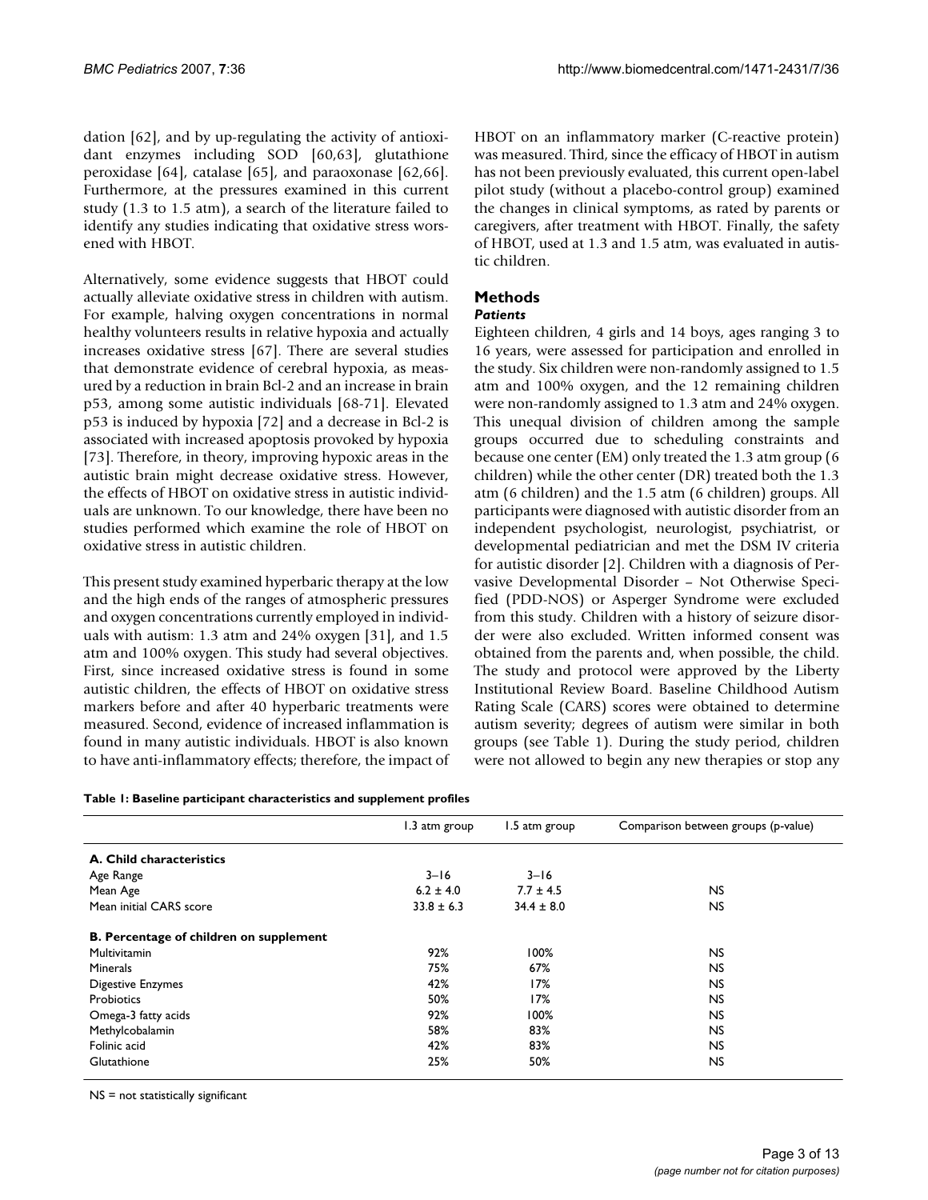dation [62], and by up-regulating the activity of antioxidant enzymes including SOD [60,63], glutathione peroxidase [64], catalase [65], and paraoxonase [62,66]. Furthermore, at the pressures examined in this current study (1.3 to 1.5 atm), a search of the literature failed to identify any studies indicating that oxidative stress worsened with HBOT.

Alternatively, some evidence suggests that HBOT could actually alleviate oxidative stress in children with autism. For example, halving oxygen concentrations in normal healthy volunteers results in relative hypoxia and actually increases oxidative stress [67]. There are several studies that demonstrate evidence of cerebral hypoxia, as measured by a reduction in brain Bcl-2 and an increase in brain p53, among some autistic individuals [68-71]. Elevated p53 is induced by hypoxia [72] and a decrease in Bcl-2 is associated with increased apoptosis provoked by hypoxia [73]. Therefore, in theory, improving hypoxic areas in the autistic brain might decrease oxidative stress. However, the effects of HBOT on oxidative stress in autistic individuals are unknown. To our knowledge, there have been no studies performed which examine the role of HBOT on oxidative stress in autistic children.

This present study examined hyperbaric therapy at the low and the high ends of the ranges of atmospheric pressures and oxygen concentrations currently employed in individuals with autism: 1.3 atm and 24% oxygen [31], and 1.5 atm and 100% oxygen. This study had several objectives. First, since increased oxidative stress is found in some autistic children, the effects of HBOT on oxidative stress markers before and after 40 hyperbaric treatments were measured. Second, evidence of increased inflammation is found in many autistic individuals. HBOT is also known to have anti-inflammatory effects; therefore, the impact of HBOT on an inflammatory marker (C-reactive protein) was measured. Third, since the efficacy of HBOT in autism has not been previously evaluated, this current open-label pilot study (without a placebo-control group) examined the changes in clinical symptoms, as rated by parents or caregivers, after treatment with HBOT. Finally, the safety of HBOT, used at 1.3 and 1.5 atm, was evaluated in autistic children.

## Methods

### *Patients*

Eighteen children, 4 girls and 14 boys, ages ranging 3 to 16 years, were assessed for participation and enrolled in the study. Six children were non-randomly assigned to 1.5 atm and 100% oxygen, and the 12 remaining children were non-randomly assigned to 1.3 atm and 24% oxygen. This unequal division of children among the sample groups occurred due to scheduling constraints and because one center (EM) only treated the 1.3 atm group (6 children) while the other center (DR) treated both the 1.3 atm (6 children) and the 1.5 atm (6 children) groups. All participants were diagnosed with autistic disorder from an independent psychologist, neurologist, psychiatrist, or developmental pediatrician and met the DSM IV criteria for autistic disorder [2]. Children with a diagnosis of Pervasive Developmental Disorder – Not Otherwise Specified (PDD-NOS) or Asperger Syndrome were excluded from this study. Children with a history of seizure disorder were also excluded. Written informed consent was obtained from the parents and, when possible, the child. The study and protocol were approved by the Liberty Institutional Review Board. Baseline Childhood Autism Rating Scale (CARS) scores were obtained to determine autism severity; degrees of autism were similar in both groups (see Table 1). During the study period, children were not allowed to begin any new therapies or stop any

**Table 1: Baseline participant characteristics and supplement profiles**

| | 1.3 atm group | 1.5 atm group | Comparison between groups (p-value) |
|---|---|---|---|
| **A. Child characteristics** | | | |
| Age Range | 3–16 | 3–16 | |
| Mean Age | 6.2 ± 4.0 | 7.7 ± 4.5 | NS |
| Mean initial CARS score | 33.8 ± 6.3 | 34.4 ± 8.0 | NS |
| **B. Percentage of children on supplement** | | | |
| Multivitamin | 92% | 100% | NS |
| Minerals | 75% | 67% | NS |
| Digestive Enzymes | 42% | 17% | NS |
| Probiotics | 50% | 17% | NS |
| Omega-3 fatty acids | 92% | 100% | NS |
| Methylcobalamin | 58% | 83% | NS |
| Folinic acid | 42% | 83% | NS |
| Glutathione | 25% | 50% | NS |

NS = not statistically significant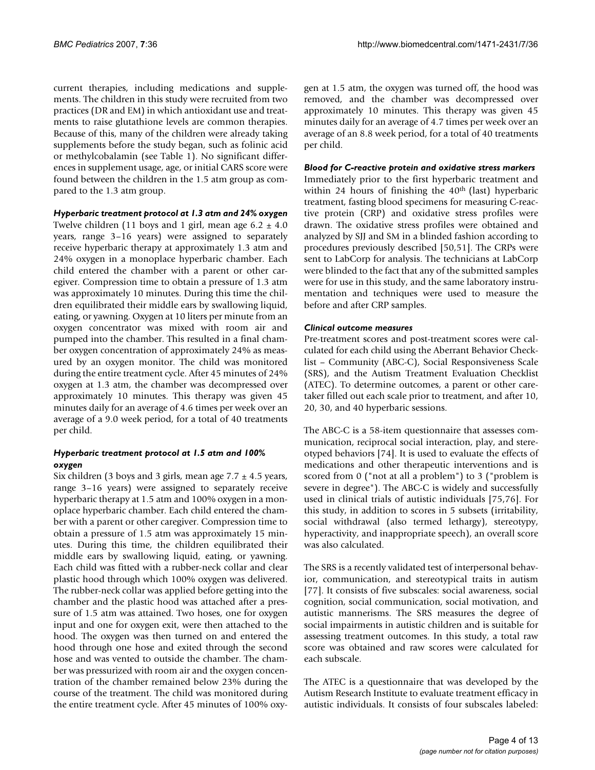current therapies, including medications and supplements. The children in this study were recruited from two practices (DR and EM) in which antioxidant use and treatments to raise glutathione levels are common therapies. Because of this, many of the children were already taking supplements before the study began, such as folinic acid or methylcobalamin (see Table 1). No significant differences in supplement usage, age, or initial CARS score were found between the children in the 1.5 atm group as compared to the 1.3 atm group.

### *Hyperbaric treatment protocol at 1.3 atm and 24% oxygen*

Twelve children (11 boys and 1 girl, mean age 6.2 ± 4.0 years, range 3–16 years) were assigned to separately receive hyperbaric therapy at approximately 1.3 atm and 24% oxygen in a monoplace hyperbaric chamber. Each child entered the chamber with a parent or other caregiver. Compression time to obtain a pressure of 1.3 atm was approximately 10 minutes. During this time the children equilibrated their middle ears by swallowing liquid, eating, or yawning. Oxygen at 10 liters per minute from an oxygen concentrator was mixed with room air and pumped into the chamber. This resulted in a final chamber oxygen concentration of approximately 24% as measured by an oxygen monitor. The child was monitored during the entire treatment cycle. After 45 minutes of 24% oxygen at 1.3 atm, the chamber was decompressed over approximately 10 minutes. This therapy was given 45 minutes daily for an average of 4.6 times per week over an average of a 9.0 week period, for a total of 40 treatments per child.

### *Hyperbaric treatment protocol at 1.5 atm and 100% oxygen*

Six children (3 boys and 3 girls, mean age 7.7 ± 4.5 years, range 3–16 years) were assigned to separately receive hyperbaric therapy at 1.5 atm and 100% oxygen in a monoplace hyperbaric chamber. Each child entered the chamber with a parent or other caregiver. Compression time to obtain a pressure of 1.5 atm was approximately 15 minutes. During this time, the children equilibrated their middle ears by swallowing liquid, eating, or yawning. Each child was fitted with a rubber-neck collar and clear plastic hood through which 100% oxygen was delivered. The rubber-neck collar was applied before getting into the chamber and the plastic hood was attached after a pressure of 1.5 atm was attained. Two hoses, one for oxygen input and one for oxygen exit, were then attached to the hood. The oxygen was then turned on and entered the hood through one hose and exited through the second hose and was vented to outside the chamber. The chamber was pressurized with room air and the oxygen concentration of the chamber remained below 23% during the course of the treatment. The child was monitored during the entire treatment cycle. After 45 minutes of 100% oxygen at 1.5 atm, the oxygen was turned off, the hood was removed, and the chamber was decompressed over approximately 10 minutes. This therapy was given 45 minutes daily for an average of 4.7 times per week over an average of an 8.8 week period, for a total of 40 treatments per child.

### *Blood for C-reactive protein and oxidative stress markers*

Immediately prior to the first hyperbaric treatment and within 24 hours of finishing the 40th (last) hyperbaric treatment, fasting blood specimens for measuring C-reactive protein (CRP) and oxidative stress profiles were drawn. The oxidative stress profiles were obtained and analyzed by SJJ and SM in a blinded fashion according to procedures previously described [50,51]. The CRPs were sent to LabCorp for analysis. The technicians at LabCorp were blinded to the fact that any of the submitted samples were for use in this study, and the same laboratory instrumentation and techniques were used to measure the before and after CRP samples.

### *Clinical outcome measures*

Pre-treatment scores and post-treatment scores were calculated for each child using the Aberrant Behavior Checklist – Community (ABC-C), Social Responsiveness Scale (SRS), and the Autism Treatment Evaluation Checklist (ATEC). To determine outcomes, a parent or other caretaker filled out each scale prior to treatment, and after 10, 20, 30, and 40 hyperbaric sessions.

The ABC-C is a 58-item questionnaire that assesses communication, reciprocal social interaction, play, and stereotyped behaviors [74]. It is used to evaluate the effects of medications and other therapeutic interventions and is scored from 0 ("not at all a problem") to 3 ("problem is severe in degree"). The ABC-C is widely and successfully used in clinical trials of autistic individuals [75,76]. For this study, in addition to scores in 5 subsets (irritability, social withdrawal (also termed lethargy), stereotypy, hyperactivity, and inappropriate speech), an overall score was also calculated.

The SRS is a recently validated test of interpersonal behavior, communication, and stereotypical traits in autism [77]. It consists of five subscales: social awareness, social cognition, social communication, social motivation, and autistic mannerisms. The SRS measures the degree of social impairments in autistic children and is suitable for assessing treatment outcomes. In this study, a total raw score was obtained and raw scores were calculated for each subscale.

The ATEC is a questionnaire that was developed by the Autism Research Institute to evaluate treatment efficacy in autistic individuals. It consists of four subscales labeled: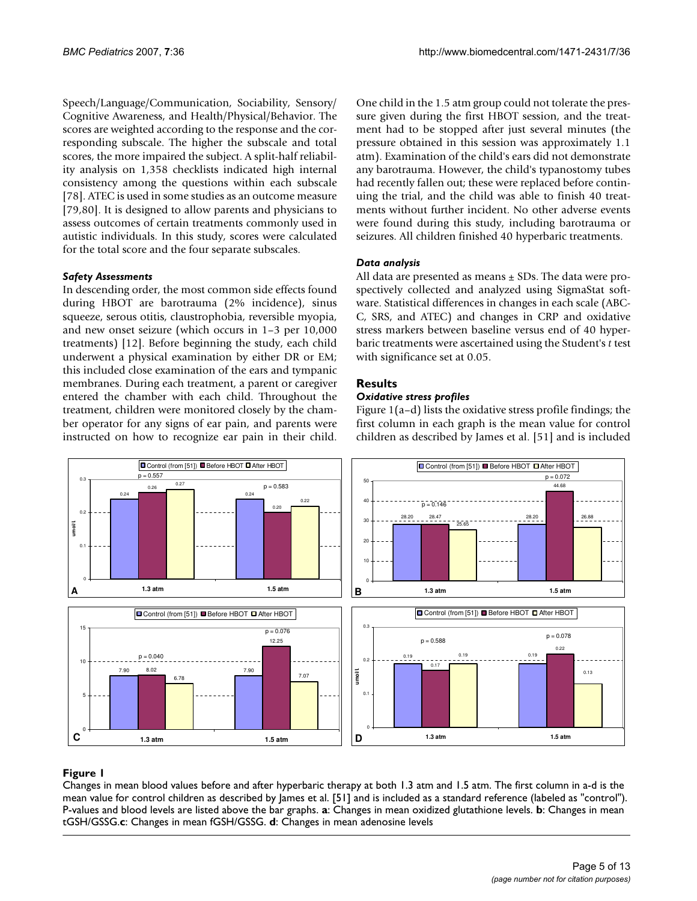Speech/Language/Communication, Sociability, Sensory/Cognitive Awareness, and Health/Physical/Behavior. The scores are weighted according to the response and the corresponding subscale. The higher the subscale and total scores, the more impaired the subject. A split-half reliability analysis on 1,358 checklists indicated high internal consistency among the questions within each subscale [78]. ATEC is used in some studies as an outcome measure [79,80]. It is designed to allow parents and physicians to assess outcomes of certain treatments commonly used in autistic individuals. In this study, scores were calculated for the total score and the four separate subscales.

### *Safety Assessments*

In descending order, the most common side effects found during HBOT are barotrauma (2% incidence), sinus squeeze, serous otitis, claustrophobia, reversible myopia, and new onset seizure (which occurs in 1–3 per 10,000 treatments) [12]. Before beginning the study, each child underwent a physical examination by either DR or EM; this included close examination of the ears and tympanic membranes. During each treatment, a parent or caregiver entered the chamber with each child. Throughout the treatment, children were monitored closely by the chamber operator for any signs of ear pain, and parents were instructed on how to recognize ear pain in their child. One child in the 1.5 atm group could not tolerate the pressure given during the first HBOT session, and the treatment had to be stopped after just several minutes (the pressure obtained in this session was approximately 1.1 atm). Examination of the child's ears did not demonstrate any barotrauma. However, the child's typanostomy tubes had recently fallen out; these were replaced before continuing the trial, and the child was able to finish 40 treatments without further incident. No other adverse events were found during this study, including barotrauma or seizures. All children finished 40 hyperbaric treatments.

### *Data analysis*

All data are presented as means ± SDs. The data were prospectively collected and analyzed using SigmaStat software. Statistical differences in changes in each scale (ABC-C, SRS, and ATEC) and changes in CRP and oxidative stress markers between baseline versus end of 40 hyperbaric treatments were ascertained using the Student's *t* test with significance set at 0.05.

## Results

### *Oxidative stress profiles*

Figure 1(a–d) lists the oxidative stress profile findings; the first column in each graph is the mean value for control children as described by James et al. [51] and is included

**Figure 1**

Changes in mean blood values before and after hyperbaric therapy at both 1.3 atm and 1.5 atm. The first column in a-d is the mean value for control children as described by James et al. [51] and is included as a standard reference (labeled as "control"). P-values and blood levels are listed above the bar graphs. **a**: Changes in mean oxidized glutathione levels. **b**: Changes in mean tGSH/GSSG. **c**: Changes in mean fGSH/GSSG. **d**: Changes in mean adenosine levels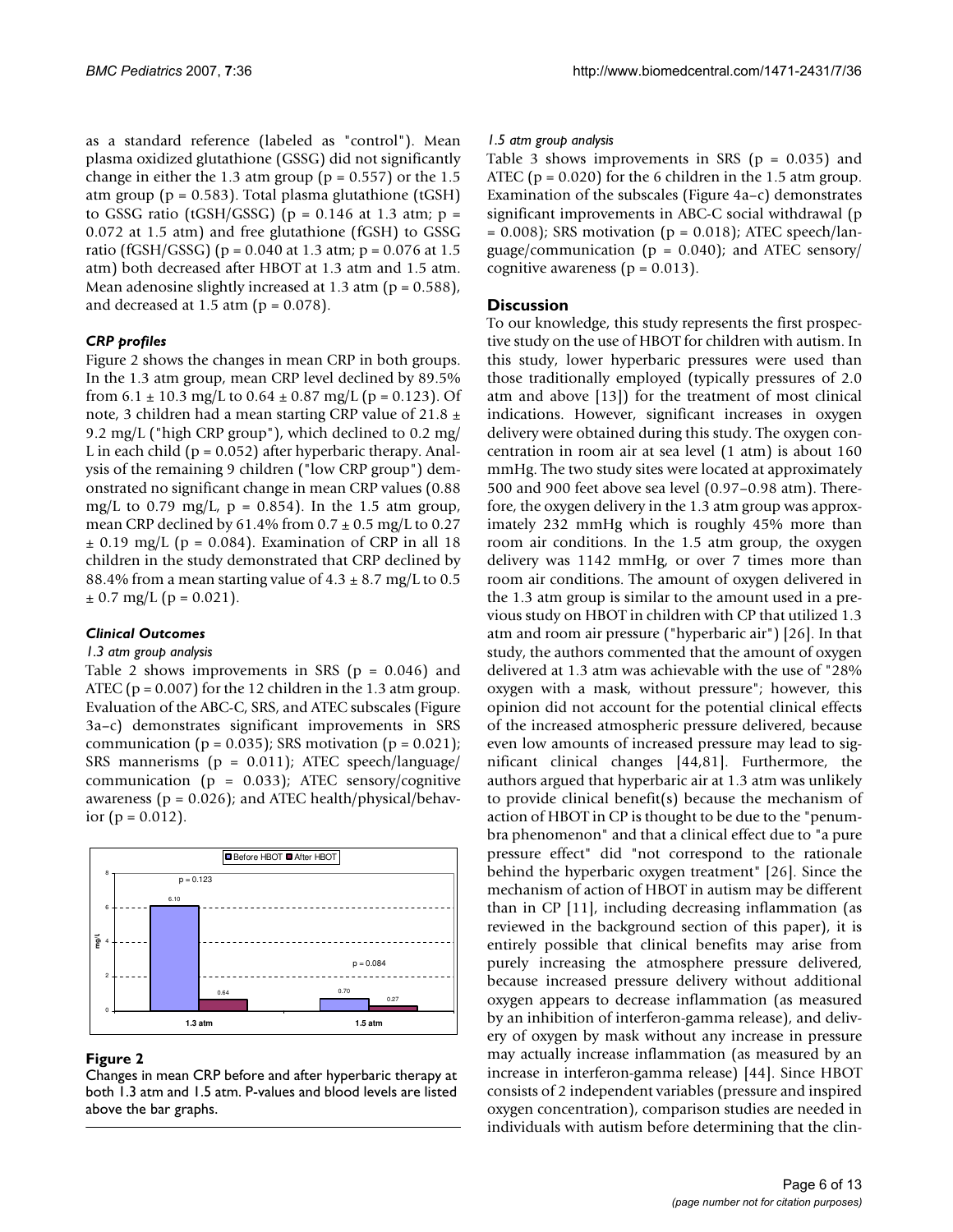as a standard reference (labeled as "control"). Mean plasma oxidized glutathione (GSSG) did not significantly change in either the 1.3 atm group ($p = 0.557$) or the 1.5 atm group ($p = 0.583$). Total plasma glutathione (tGSH) to GSSG ratio (tGSH/GSSG) ($p = 0.146$ at 1.3 atm; $p = 0.072$ at 1.5 atm) and free glutathione (fGSH) to GSSG ratio (fGSH/GSSG) ($p = 0.040$ at 1.3 atm; $p = 0.076$ at 1.5 atm) both decreased after HBOT at 1.3 atm and 1.5 atm. Mean adenosine slightly increased at 1.3 atm ($p = 0.588$), and decreased at 1.5 atm ($p = 0.078$).

### *CRP profiles*

Figure 2 shows the changes in mean CRP in both groups. In the 1.3 atm group, mean CRP level declined by 89.5% from $6.1 \pm 10.3$ mg/L to $0.64 \pm 0.87$ mg/L ($p = 0.123$). Of note, 3 children had a mean starting CRP value of $21.8 \pm 9.2$ mg/L ("high CRP group"), which declined to 0.2 mg/L in each child ($p = 0.052$) after hyperbaric therapy. Analysis of the remaining 9 children ("low CRP group") demonstrated no significant change in mean CRP values (0.88 mg/L to 0.79 mg/L, $p = 0.854$). In the 1.5 atm group, mean CRP declined by 61.4% from $0.7 \pm 0.5$ mg/L to $0.27 \pm 0.19$ mg/L ($p = 0.084$). Examination of CRP in all 18 children in the study demonstrated that CRP declined by 88.4% from a mean starting value of $4.3 \pm 8.7$ mg/L to $0.5 \pm 0.7$ mg/L ($p = 0.021$).

### *Clinical Outcomes*

*1.3 atm group analysis*

Table 2 shows improvements in SRS ($p = 0.046$) and ATEC ($p = 0.007$) for the 12 children in the 1.3 atm group. Evaluation of the ABC-C, SRS, and ATEC subscales (Figure 3a–c) demonstrates significant improvements in SRS communication ($p = 0.035$); SRS motivation ($p = 0.021$); SRS mannerisms ($p = 0.011$); ATEC speech/language/communication ($p = 0.033$); ATEC sensory/cognitive awareness ($p = 0.026$); and ATEC health/physical/behavior ($p = 0.012$).

**Figure 2**

Changes in mean CRP before and after hyperbaric therapy at both 1.3 atm and 1.5 atm. P-values and blood levels are listed above the bar graphs.

*1.5 atm group analysis*

Table 3 shows improvements in SRS ($p = 0.035$) and ATEC ($p = 0.020$) for the 6 children in the 1.5 atm group. Examination of the subscales (Figure 4a–c) demonstrates significant improvements in ABC-C social withdrawal ($p = 0.008$); SRS motivation ($p = 0.018$); ATEC speech/language/communication ($p = 0.040$); and ATEC sensory/cognitive awareness ($p = 0.013$).

## Discussion

To our knowledge, this study represents the first prospective study on the use of HBOT for children with autism. In this study, lower hyperbaric pressures were used than those traditionally employed (typically pressures of 2.0 atm and above [13]) for the treatment of most clinical indications. However, significant increases in oxygen delivery were obtained during this study. The oxygen concentration in room air at sea level (1 atm) is about 160 mmHg. The two study sites were located at approximately 500 and 900 feet above sea level (0.97–0.98 atm). Therefore, the oxygen delivery in the 1.3 atm group was approximately 232 mmHg which is roughly 45% more than room air conditions. In the 1.5 atm group, the oxygen delivery was 1142 mmHg, or over 7 times more than room air conditions. The amount of oxygen delivered in the 1.3 atm group is similar to the amount used in a previous study on HBOT in children with CP that utilized 1.3 atm and room air pressure ("hyperbaric air") [26]. In that study, the authors commented that the amount of oxygen delivered at 1.3 atm was achievable with the use of "28% oxygen with a mask, without pressure"; however, this opinion did not account for the potential clinical effects of the increased atmospheric pressure delivered, because even low amounts of increased pressure may lead to significant clinical changes [44,81]. Furthermore, the authors argued that hyperbaric air at 1.3 atm was unlikely to provide clinical benefit(s) because the mechanism of action of HBOT in CP is thought to be due to the "penumbra phenomenon" and that a clinical effect due to "a pure pressure effect" did "not correspond to the rationale behind the hyperbaric oxygen treatment" [26]. Since the mechanism of action of HBOT in autism may be different than in CP [11], including decreasing inflammation (as reviewed in the background section of this paper), it is entirely possible that clinical benefits may arise from purely increasing the atmosphere pressure delivered, because increased pressure delivery without additional oxygen appears to decrease inflammation (as measured by an inhibition of interferon-gamma release), and delivery of oxygen by mask without any increase in pressure may actually increase inflammation (as measured by an increase in interferon-gamma release) [44]. Since HBOT consists of 2 independent variables (pressure and inspired oxygen concentration), comparison studies are needed in individuals with autism before determining that the clin-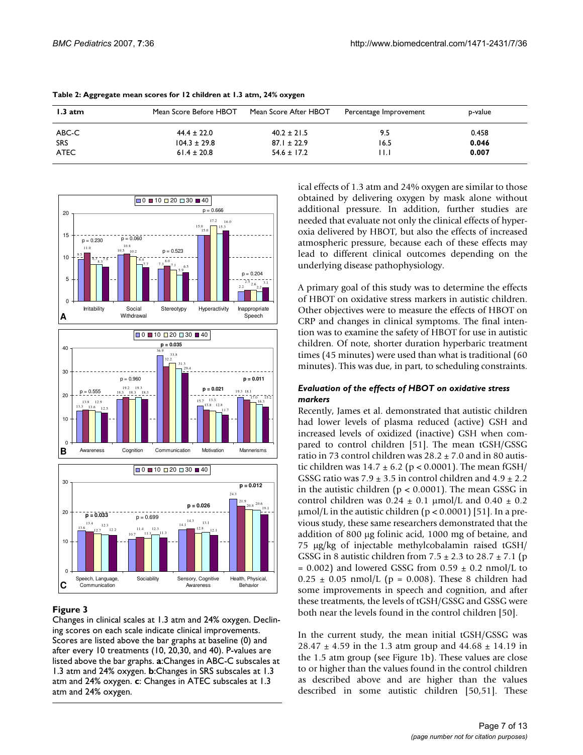**Table 2: Aggregate mean scores for 12 children at 1.3 atm, 24% oxygen**

| 1.3 atm | Mean Score Before HBOT | Mean Score After HBOT | Percentage Improvement | p-value |
|---|---|---|---|---|
| ABC-C | 44.4 ± 22.0 | 40.2 ± 21.5 | 9.5 | 0.458 |
| SRS | 104.3 ± 29.8 | 87.1 ± 22.9 | 16.5 | **0.046** |
| ATEC | 61.4 ± 20.8 | 54.6 ± 17.2 | 11.1 | **0.007** |

**Figure 3**

Changes in clinical scales at 1.3 atm and 24% oxygen. Declining scores on each scale indicate clinical improvements. Scores are listed above the bar graphs at baseline (0) and after every 10 treatments (10, 20,30, and 40). P-values are listed above the bar graphs. **a**:Changes in ABC-C subscales at 1.3 atm and 24% oxygen. **b**:Changes in SRS subscales at 1.3 atm and 24% oxygen. **c**: Changes in ATEC subscales at 1.3 atm and 24% oxygen.

ical effects of 1.3 atm and 24% oxygen are similar to those obtained by delivering oxygen by mask alone without additional pressure. In addition, further studies are needed that evaluate not only the clinical effects of hyperoxia delivered by HBOT, but also the effects of increased atmospheric pressure, because each of these effects may lead to different clinical outcomes depending on the underlying disease pathophysiology.

A primary goal of this study was to determine the effects of HBOT on oxidative stress markers in autistic children. Other objectives were to measure the effects of HBOT on CRP and changes in clinical symptoms. The final intention was to examine the safety of HBOT for use in autistic children. Of note, shorter duration hyperbaric treatment times (45 minutes) were used than what is traditional (60 minutes). This was due, in part, to scheduling constraints.

### *Evaluation of the effects of HBOT on oxidative stress markers*

Recently, James et al. demonstrated that autistic children had lower levels of plasma reduced (active) GSH and increased levels of oxidized (inactive) GSH when compared to control children [51]. The mean tGSH/GSSG ratio in 73 control children was $28.2 \pm 7.0$ and in 80 autistic children was $14.7 \pm 6.2$ ($p < 0.0001$). The mean fGSH/GSSG ratio was $7.9 \pm 3.5$ in control children and $4.9 \pm 2.2$ in the autistic children ($p < 0.0001$). The mean GSSG in control children was $0.24 \pm 0.1$ μmol/L and $0.40 \pm 0.2$ μmol/L in the autistic children ($p < 0.0001$) [51]. In a previous study, these same researchers demonstrated that the addition of 800 μg folinic acid, 1000 mg of betaine, and 75 μg/kg of injectable methylcobalamin raised tGSH/GSSG in 8 autistic children from $7.5 \pm 2.3$ to $28.7 \pm 7.1$ ($p = 0.002$) and lowered GSSG from $0.59 \pm 0.2$ nmol/L to $0.25 \pm 0.05$ nmol/L ($p = 0.008$). These 8 children had some improvements in speech and cognition, and after these treatments, the levels of tGSH/GSSG and GSSG were both near the levels found in the control children [50].

In the current study, the mean initial tGSH/GSSG was $28.47 \pm 4.59$ in the 1.3 atm group and $44.68 \pm 14.19$ in the 1.5 atm group (see Figure 1b). These values are close to or higher than the values found in the control children as described above and are higher than the values described in some autistic children [50,51]. These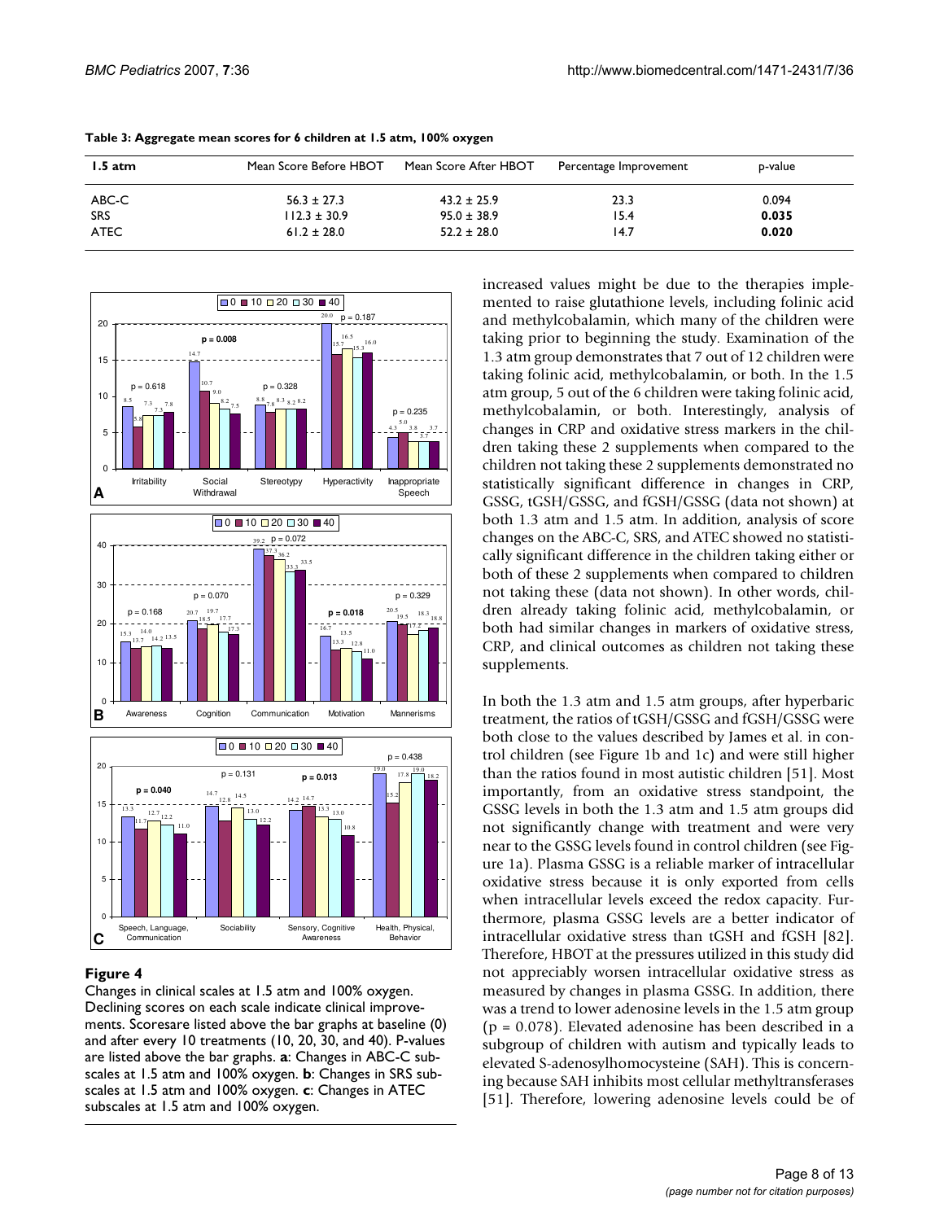**Table 3: Aggregate mean scores for 6 children at 1.5 atm, 100% oxygen**

| 1.5 atm | Mean Score Before HBOT | Mean Score After HBOT | Percentage Improvement | p-value |
|---|---|---|---|---|
| ABC-C | 56.3 ± 27.3 | 43.2 ± 25.9 | 23.3 | 0.094 |
| SRS | 112.3 ± 30.9 | 95.0 ± 38.9 | 15.4 | **0.035** |
| ATEC | 61.2 ± 28.0 | 52.2 ± 28.0 | 14.7 | **0.020** |

**Figure 4**

Changes in clinical scales at 1.5 atm and 100% oxygen. Declining scores on each scale indicate clinical improvements. Scoresare listed above the bar graphs at baseline (0) and after every 10 treatments (10, 20, 30, and 40). P-values are listed above the bar graphs. **a**: Changes in ABC-C subscales at 1.5 atm and 100% oxygen. **b**: Changes in SRS subscales at 1.5 atm and 100% oxygen. **c**: Changes in ATEC subscales at 1.5 atm and 100% oxygen.

increased values might be due to the therapies implemented to raise glutathione levels, including folinic acid and methylcobalamin, which many of the children were taking prior to beginning the study. Examination of the 1.3 atm group demonstrates that 7 out of 12 children were taking folinic acid, methylcobalamin, or both. In the 1.5 atm group, 5 out of the 6 children were taking folinic acid, methylcobalamin, or both. Interestingly, analysis of changes in CRP and oxidative stress markers in the children taking these 2 supplements when compared to the children not taking these 2 supplements demonstrated no statistically significant difference in changes in CRP, GSSG, tGSH/GSSG, and fGSH/GSSG (data not shown) at both 1.3 atm and 1.5 atm. In addition, analysis of score changes on the ABC-C, SRS, and ATEC showed no statistically significant difference in the children taking either or both of these 2 supplements when compared to children not taking these (data not shown). In other words, children already taking folinic acid, methylcobalamin, or both had similar changes in markers of oxidative stress, CRP, and clinical outcomes as children not taking these supplements.

In both the 1.3 atm and 1.5 atm groups, after hyperbaric treatment, the ratios of tGSH/GSSG and fGSH/GSSG were both close to the values described by James et al. in control children (see Figure 1b and 1c) and were still higher than the ratios found in most autistic children [51]. Most importantly, from an oxidative stress standpoint, the GSSG levels in both the 1.3 atm and 1.5 atm groups did not significantly change with treatment and were very near to the GSSG levels found in control children (see Figure 1a). Plasma GSSG is a reliable marker of intracellular oxidative stress because it is only exported from cells when intracellular levels exceed the redox capacity. Furthermore, plasma GSSG levels are a better indicator of intracellular oxidative stress than tGSH and fGSH [82]. Therefore, HBOT at the pressures utilized in this study did not appreciably worsen intracellular oxidative stress as measured by changes in plasma GSSG. In addition, there was a trend to lower adenosine levels in the 1.5 atm group ($p = 0.078$). Elevated adenosine has been described in a subgroup of children with autism and typically leads to elevated S-adenosylhomocysteine (SAH). This is concerning because SAH inhibits most cellular methyltransferases [51]. Therefore, lowering adenosine levels could be of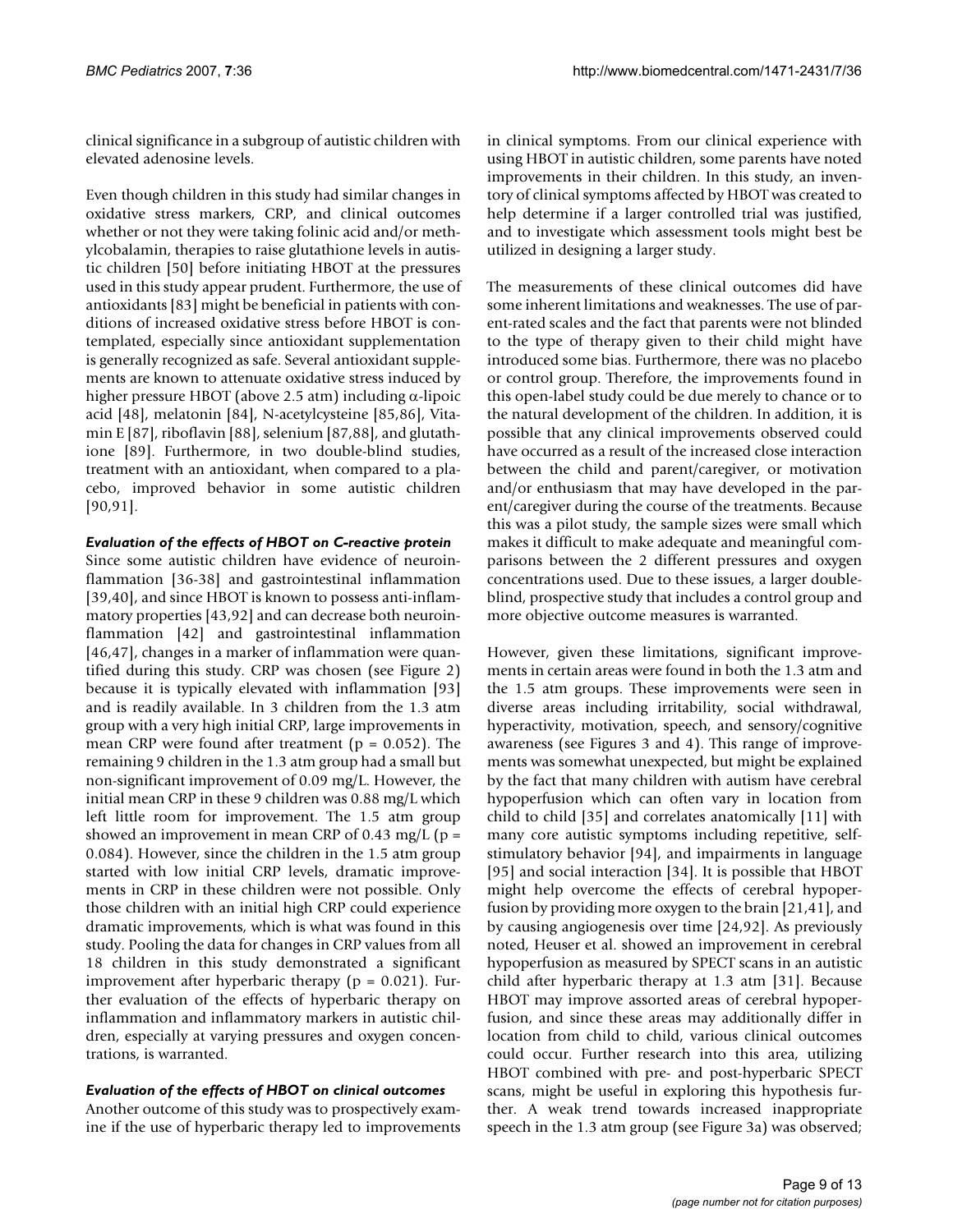clinical significance in a subgroup of autistic children with elevated adenosine levels.

Even though children in this study had similar changes in oxidative stress markers, CRP, and clinical outcomes whether or not they were taking folinic acid and/or methylcobalamin, therapies to raise glutathione levels in autistic children [50] before initiating HBOT at the pressures used in this study appear prudent. Furthermore, the use of antioxidants [83] might be beneficial in patients with conditions of increased oxidative stress before HBOT is contemplated, especially since antioxidant supplementation is generally recognized as safe. Several antioxidant supplements are known to attenuate oxidative stress induced by higher pressure HBOT (above 2.5 atm) including $\alpha$-lipoic acid [48], melatonin [84], N-acetylcysteine [85,86], Vitamin E [87], riboflavin [88], selenium [87,88], and glutathione [89]. Furthermore, in two double-blind studies, treatment with an antioxidant, when compared to a placebo, improved behavior in some autistic children [90,91].

### *Evaluation of the effects of HBOT on C-reactive protein*

Since some autistic children have evidence of neuroinflammation [36-38] and gastrointestinal inflammation [39,40], and since HBOT is known to possess anti-inflammatory properties [43,92] and can decrease both neuroinflammation [42] and gastrointestinal inflammation [46,47], changes in a marker of inflammation were quantified during this study. CRP was chosen (see Figure 2) because it is typically elevated with inflammation [93] and is readily available. In 3 children from the 1.3 atm group with a very high initial CRP, large improvements in mean CRP were found after treatment ($p = 0.052$). The remaining 9 children in the 1.3 atm group had a small but non-significant improvement of 0.09 mg/L. However, the initial mean CRP in these 9 children was 0.88 mg/L which left little room for improvement. The 1.5 atm group showed an improvement in mean CRP of 0.43 mg/L ($p = 0.084$). However, since the children in the 1.5 atm group started with low initial CRP levels, dramatic improvements in CRP in these children were not possible. Only those children with an initial high CRP could experience dramatic improvements, which is what was found in this study. Pooling the data for changes in CRP values from all 18 children in this study demonstrated a significant improvement after hyperbaric therapy ($p = 0.021$). Further evaluation of the effects of hyperbaric therapy on inflammation and inflammatory markers in autistic children, especially at varying pressures and oxygen concentrations, is warranted.

### *Evaluation of the effects of HBOT on clinical outcomes*

Another outcome of this study was to prospectively examine if the use of hyperbaric therapy led to improvements in clinical symptoms. From our clinical experience with using HBOT in autistic children, some parents have noted improvements in their children. In this study, an inventory of clinical symptoms affected by HBOT was created to help determine if a larger controlled trial was justified, and to investigate which assessment tools might best be utilized in designing a larger study.

The measurements of these clinical outcomes did have some inherent limitations and weaknesses. The use of parent-rated scales and the fact that parents were not blinded to the type of therapy given to their child might have introduced some bias. Furthermore, there was no placebo or control group. Therefore, the improvements found in this open-label study could be due merely to chance or to the natural development of the children. In addition, it is possible that any clinical improvements observed could have occurred as a result of the increased close interaction between the child and parent/caregiver, or motivation and/or enthusiasm that may have developed in the parent/caregiver during the course of the treatments. Because this was a pilot study, the sample sizes were small which makes it difficult to make adequate and meaningful comparisons between the 2 different pressures and oxygen concentrations used. Due to these issues, a larger double-blind, prospective study that includes a control group and more objective outcome measures is warranted.

However, given these limitations, significant improvements in certain areas were found in both the 1.3 atm and the 1.5 atm groups. These improvements were seen in diverse areas including irritability, social withdrawal, hyperactivity, motivation, speech, and sensory/cognitive awareness (see Figures 3 and 4). This range of improvements was somewhat unexpected, but might be explained by the fact that many children with autism have cerebral hypoperfusion which can often vary in location from child to child [35] and correlates anatomically [11] with many core autistic symptoms including repetitive, self-stimulatory behavior [94], and impairments in language [95] and social interaction [34]. It is possible that HBOT might help overcome the effects of cerebral hypoperfusion by providing more oxygen to the brain [21,41], and by causing angiogenesis over time [24,92]. As previously noted, Heuser et al. showed an improvement in cerebral hypoperfusion as measured by SPECT scans in an autistic child after hyperbaric therapy at 1.3 atm [31]. Because HBOT may improve assorted areas of cerebral hypoperfusion, and since these areas may additionally differ in location from child to child, various clinical outcomes could occur. Further research into this area, utilizing HBOT combined with pre- and post-hyperbaric SPECT scans, might be useful in exploring this hypothesis further. A weak trend towards increased inappropriate speech in the 1.3 atm group (see Figure 3a) was observed;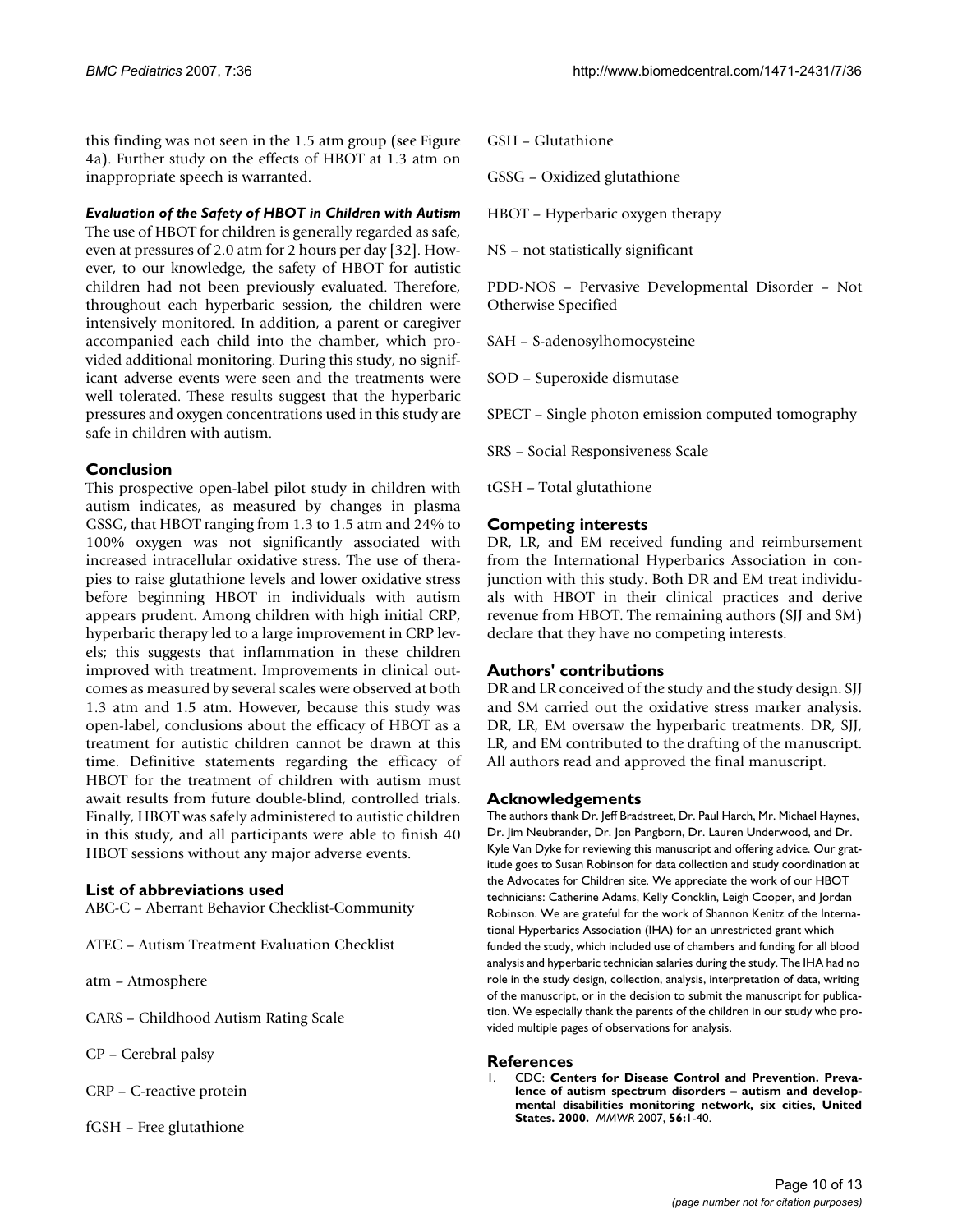this finding was not seen in the 1.5 atm group (see Figure 4a). Further study on the effects of HBOT at 1.3 atm on inappropriate speech is warranted.

### *Evaluation of the Safety of HBOT in Children with Autism*

The use of HBOT for children is generally regarded as safe, even at pressures of 2.0 atm for 2 hours per day [32]. However, to our knowledge, the safety of HBOT for autistic children had not been previously evaluated. Therefore, throughout each hyperbaric session, the children were intensively monitored. In addition, a parent or caregiver accompanied each child into the chamber, which provided additional monitoring. During this study, no significant adverse events were seen and the treatments were well tolerated. These results suggest that the hyperbaric pressures and oxygen concentrations used in this study are safe in children with autism.

## Conclusion

This prospective open-label pilot study in children with autism indicates, as measured by changes in plasma GSSG, that HBOT ranging from 1.3 to 1.5 atm and 24% to 100% oxygen was not significantly associated with increased intracellular oxidative stress. The use of therapies to raise glutathione levels and lower oxidative stress before beginning HBOT in individuals with autism appears prudent. Among children with high initial CRP, hyperbaric therapy led to a large improvement in CRP levels; this suggests that inflammation in these children improved with treatment. Improvements in clinical outcomes as measured by several scales were observed at both 1.3 atm and 1.5 atm. However, because this study was open-label, conclusions about the efficacy of HBOT as a treatment for autistic children cannot be drawn at this time. Definitive statements regarding the efficacy of HBOT for the treatment of children with autism must await results from future double-blind, controlled trials. Finally, HBOT was safely administered to autistic children in this study, and all participants were able to finish 40 HBOT sessions without any major adverse events.

## List of abbreviations used

ABC-C – Aberrant Behavior Checklist-Community

ATEC – Autism Treatment Evaluation Checklist

atm – Atmosphere

CARS – Childhood Autism Rating Scale

CP – Cerebral palsy

CRP – C-reactive protein

fGSH – Free glutathione

GSH – Glutathione

GSSG – Oxidized glutathione

HBOT – Hyperbaric oxygen therapy

NS – not statistically significant

PDD-NOS – Pervasive Developmental Disorder – Not Otherwise Specified

SAH – S-adenosylhomocysteine

SOD – Superoxide dismutase

SPECT – Single photon emission computed tomography

SRS – Social Responsiveness Scale

tGSH – Total glutathione

## Competing interests

DR, LR, and EM received funding and reimbursement from the International Hyperbarics Association in conjunction with this study. Both DR and EM treat individuals with HBOT in their clinical practices and derive revenue from HBOT. The remaining authors (SJJ and SM) declare that they have no competing interests.

## Authors' contributions

DR and LR conceived of the study and the study design. SJJ and SM carried out the oxidative stress marker analysis. DR, LR, EM oversaw the hyperbaric treatments. DR, SJJ, LR, and EM contributed to the drafting of the manuscript. All authors read and approved the final manuscript.

## Acknowledgements

The authors thank Dr. Jeff Bradstreet, Dr. Paul Harch, Mr. Michael Haynes, Dr. Jim Neubrander, Dr. Jon Pangborn, Dr. Lauren Underwood, and Dr. Kyle Van Dyke for reviewing this manuscript and offering advice. Our gratitude goes to Susan Robinson for data collection and study coordination at the Advocates for Children site. We appreciate the work of our HBOT technicians: Catherine Adams, Kelly Concklin, Leigh Cooper, and Jordan Robinson. We are grateful for the work of Shannon Kenitz of the International Hyperbarics Association (IHA) for an unrestricted grant which funded the study, which included use of chambers and funding for all blood analysis and hyperbaric technician salaries during the study. The IHA had no role in the study design, collection, analysis, interpretation of data, writing of the manuscript, or in the decision to submit the manuscript for publication. We especially thank the parents of the children in our study who provided multiple pages of observations for analysis.

## References

1. CDC: **Centers for Disease Control and Prevention. Prevalence of autism spectrum disorders – autism and developmental disabilities monitoring network, six cities, United States. 2000.** *MMWR* 2007, **56:**1-40.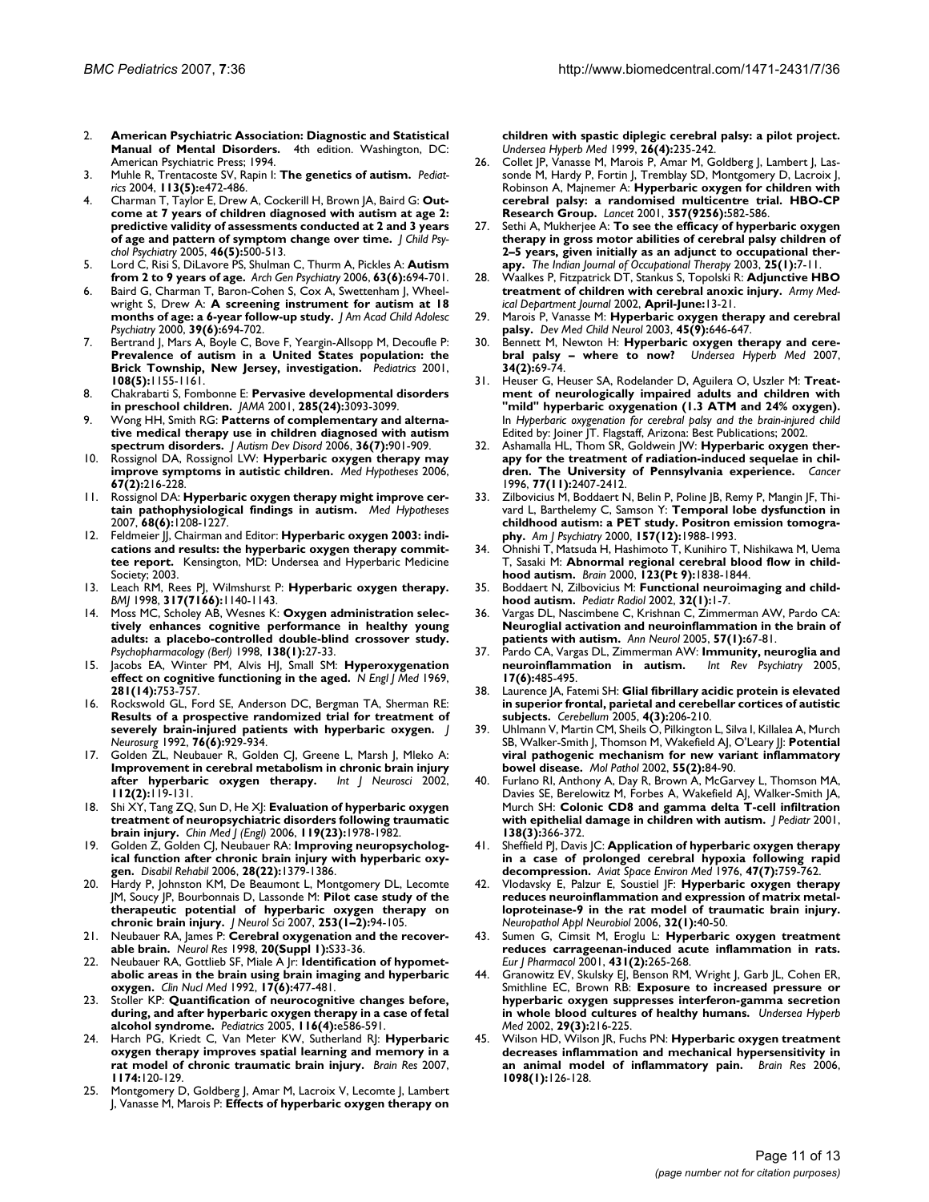2. **American Psychiatric Association: Diagnostic and Statistical Manual of Mental Disorders.** 4th edition. Washington, DC: American Psychiatric Press; 1994.
3. Muhle R, Trentacoste SV, Rapin I: **The genetics of autism.** *Pediatrics* 2004, **113(5):**e472-486.
4. Charman T, Taylor E, Drew A, Cockerill H, Brown JA, Baird G: **Outcome at 7 years of children diagnosed with autism at age 2: predictive validity of assessments conducted at 2 and 3 years of age and pattern of symptom change over time.** *J Child Psychol Psychiatry* 2005, **46(5):**500-513.
5. Lord C, Risi S, DiLavore PS, Shulman C, Thurm A, Pickles A: **Autism from 2 to 9 years of age.** *Arch Gen Psychiatry* 2006, **63(6):**694-701.
6. Baird G, Charman T, Baron-Cohen S, Cox A, Swettenham J, Wheelwright S, Drew A: **A screening instrument for autism at 18 months of age: a 6-year follow-up study.** *J Am Acad Child Adolesc Psychiatry* 2000, **39(6):**694-702.
7. Bertrand J, Mars A, Boyle C, Bove F, Yeargin-Allsopp M, Decoufle P: **Prevalence of autism in a United States population: the Brick Township, New Jersey, investigation.** *Pediatrics* 2001, **108(5):**1155-1161.
8. Chakrabarti S, Fombonne E: **Pervasive developmental disorders in preschool children.** *JAMA* 2001, **285(24):**3093-3099.
9. Wong HH, Smith RG: **Patterns of complementary and alternative medical therapy use in children diagnosed with autism spectrum disorders.** *J Autism Dev Disord* 2006, **36(7):**901-909.
10. Rossignol DA, Rossignol LW: **Hyperbaric oxygen therapy may improve symptoms in autistic children.** *Med Hypotheses* 2006, **67(2):**216-228.
11. Rossignol DA: **Hyperbaric oxygen therapy might improve certain pathophysiological findings in autism.** *Med Hypotheses* 2007, **68(6):**1208-1227.
12. Feldmeier JJ, Chairman and Editor: **Hyperbaric oxygen 2003: indications and results: the hyperbaric oxygen therapy committee report.** Kensington, MD: Undersea and Hyperbaric Medicine Society; 2003.
13. Leach RM, Rees PJ, Wilmshurst P: **Hyperbaric oxygen therapy.** *BMJ* 1998, **317(7166):**1140-1143.
14. Moss MC, Scholey AB, Wesnes K: **Oxygen administration selectively enhances cognitive performance in healthy young adults: a placebo-controlled double-blind crossover study.** *Psychopharmacology (Berl)* 1998, **138(1):**27-33.
15. Jacobs EA, Winter PM, Alvis HJ, Small SM: **Hyperoxygenation effect on cognitive functioning in the aged.** *N Engl J Med* 1969, **281(14):**753-757.
16. Rockswold GL, Ford SE, Anderson DC, Bergman TA, Sherman RE: **Results of a prospective randomized trial for treatment of severely brain-injured patients with hyperbaric oxygen.** *J Neurosurg* 1992, **76(6):**929-934.
17. Golden ZL, Neubauer R, Golden CJ, Greene L, Marsh J, Mleko A: **Improvement in cerebral metabolism in chronic brain injury after hyperbaric oxygen therapy.** *Int J Neurosci* 2002, **112(2):**119-131.
18. Shi XY, Tang ZQ, Sun D, He XJ: **Evaluation of hyperbaric oxygen treatment of neuropsychiatric disorders following traumatic brain injury.** *Chin Med J (Engl)* 2006, **119(23):**1978-1982.
19. Golden Z, Golden CJ, Neubauer RA: **Improving neuropsychological function after chronic brain injury with hyperbaric oxygen.** *Disabil Rehabil* 2006, **28(22):**1379-1386.
20. Hardy P, Johnston KM, De Beaumont L, Montgomery DL, Lecomte JM, Soucy JP, Bourbonnais D, Lassonde M: **Pilot case study of the therapeutic potential of hyperbaric oxygen therapy on chronic brain injury.** *J Neurol Sci* 2007, **253(1–2):**94-105.
21. Neubauer RA, James P: **Cerebral oxygenation and the recoverable brain.** *Neurol Res* 1998, **20(Suppl 1):**S33-36.
22. Neubauer RA, Gottlieb SF, Miale A Jr: **Identification of hypometabolic areas in the brain using brain imaging and hyperbaric oxygen.** *Clin Nucl Med* 1992, **17(6):**477-481.
23. Stoller KP: **Quantification of neurocognitive changes before, during, and after hyperbaric oxygen therapy in a case of fetal alcohol syndrome.** *Pediatrics* 2005, **116(4):**e586-591.
24. Harch PG, Kriedt C, Van Meter KW, Sutherland RJ: **Hyperbaric oxygen therapy improves spatial learning and memory in a rat model of chronic traumatic brain injury.** *Brain Res* 2007, **1174:**120-129.
25. Montgomery D, Goldberg J, Amar M, Lacroix V, Lecomte J, Lambert J, Vanasse M, Marois P: **Effects of hyperbaric oxygen therapy on children with spastic diplegic cerebral palsy: a pilot project.** *Undersea Hyperb Med* 1999, **26(4):**235-242.
26. Collet JP, Vanasse M, Marois P, Amar M, Goldberg J, Lambert J, Lassonde M, Hardy P, Fortin J, Tremblay SD, Montgomery D, Lacroix J, Robinson A, Majnemer A: **Hyperbaric oxygen for children with cerebral palsy: a randomised multicentre trial. HBO-CP Research Group.** *Lancet* 2001, **357(9256):**582-586.
27. Sethi A, Mukherjee A: **To see the efficacy of hyperbaric oxygen therapy in gross motor abilities of cerebral palsy children of 2–5 years, given initially as an adjunct to occupational therapy.** *The Indian Journal of Occupational Therapy* 2003, **25(1):**7-11.
28. Waalkes P, Fitzpatrick DT, Stankus S, Topolski R: **Adjunctive HBO treatment of children with cerebral anoxic injury.** *Army Medical Department Journal* 2002, **April-June:**13-21.
29. Marois P, Vanasse M: **Hyperbaric oxygen therapy and cerebral palsy.** *Dev Med Child Neurol* 2003, **45(9):**646-647.
30. Bennett M, Newton H: **Hyperbaric oxygen therapy and cerebral palsy – where to now?** *Undersea Hyperb Med* 2007, **34(2):**69-74.
31. Heuser G, Heuser SA, Rodelander D, Aguilera O, Uszler M: **Treatment of neurologically impaired adults and children with "mild" hyperbaric oxygenation (1.3 ATM and 24% oxygen).** In *Hyperbaric oxygenation for cerebral palsy and the brain-injured child* Edited by: Joiner JT. Flagstaff, Arizona: Best Publications; 2002.
32. Ashamalla HL, Thom SR, Goldwein JW: **Hyperbaric oxygen therapy for the treatment of radiation-induced sequelae in children. The University of Pennsylvania experience.** *Cancer* 1996, **77(11):**2407-2412.
33. Zilbovicius M, Boddaert N, Belin P, Poline JB, Remy P, Mangin JF, Thivard L, Barthelemy C, Samson Y: **Temporal lobe dysfunction in childhood autism: a PET study. Positron emission tomography.** *Am J Psychiatry* 2000, **157(12):**1988-1993.
34. Ohnishi T, Matsuda H, Hashimoto T, Kunihiro T, Nishikawa M, Uema T, Sasaki M: **Abnormal regional cerebral blood flow in childhood autism.** *Brain* 2000, **123(Pt 9):**1838-1844.
35. Boddaert N, Zilbovicius M: **Functional neuroimaging and childhood autism.** *Pediatr Radiol* 2002, **32(1):**1-7.
36. Vargas DL, Nascimbene C, Krishnan C, Zimmerman AW, Pardo CA: **Neuroglial activation and neuroinflammation in the brain of patients with autism.** *Ann Neurol* 2005, **57(1):**67-81.
37. Pardo CA, Vargas DL, Zimmerman AW: **Immunity, neuroglia and neuroinflammation in autism.** *Int Rev Psychiatry* 2005, **17(6):**485-495.
38. Laurence JA, Fatemi SH: **Glial fibrillary acidic protein is elevated in superior frontal, parietal and cerebellar cortices of autistic subjects.** *Cerebellum* 2005, **4(3):**206-210.
39. Uhlmann V, Martin CM, Sheils O, Pilkington L, Silva I, Killalea A, Murch SB, Walker-Smith J, Thomson M, Wakefield AJ, O'Leary JJ: **Potential viral pathogenic mechanism for new variant inflammatory bowel disease.** *Mol Pathol* 2002, **55(2):**84-90.
40. Furlano RI, Anthony A, Day R, Brown A, McGarvey L, Thomson MA, Davies SE, Berelowitz M, Forbes A, Wakefield AJ, Walker-Smith JA, Murch SH: **Colonic CD8 and gamma delta T-cell infiltration with epithelial damage in children with autism.** *J Pediatr* 2001, **138(3):**366-372.
41. Sheffield PJ, Davis JC: **Application of hyperbaric oxygen therapy in a case of prolonged cerebral hypoxia following rapid decompression.** *Aviat Space Environ Med* 1976, **47(7):**759-762.
42. Vlodavsky E, Palzur E, Soustiel JF: **Hyperbaric oxygen therapy reduces neuroinflammation and expression of matrix metalloproteinase-9 in the rat model of traumatic brain injury.** *Neuropathol Appl Neurobiol* 2006, **32(1):**40-50.
43. Sumen G, Cimsit M, Eroglu L: **Hyperbaric oxygen treatment reduces carrageenan-induced acute inflammation in rats.** *Eur J Pharmacol* 2001, **431(2):**265-268.
44. Granowitz EV, Skulsky EJ, Benson RM, Wright J, Garb JL, Cohen ER, Smithline EC, Brown RB: **Exposure to increased pressure or hyperbaric oxygen suppresses interferon-gamma secretion in whole blood cultures of healthy humans.** *Undersea Hyperb Med* 2002, **29(3):**216-225.
45. Wilson HD, Wilson JR, Fuchs PN: **Hyperbaric oxygen treatment decreases inflammation and mechanical hypersensitivity in an animal model of inflammatory pain.** *Brain Res* 2006, **1098(1):**126-128.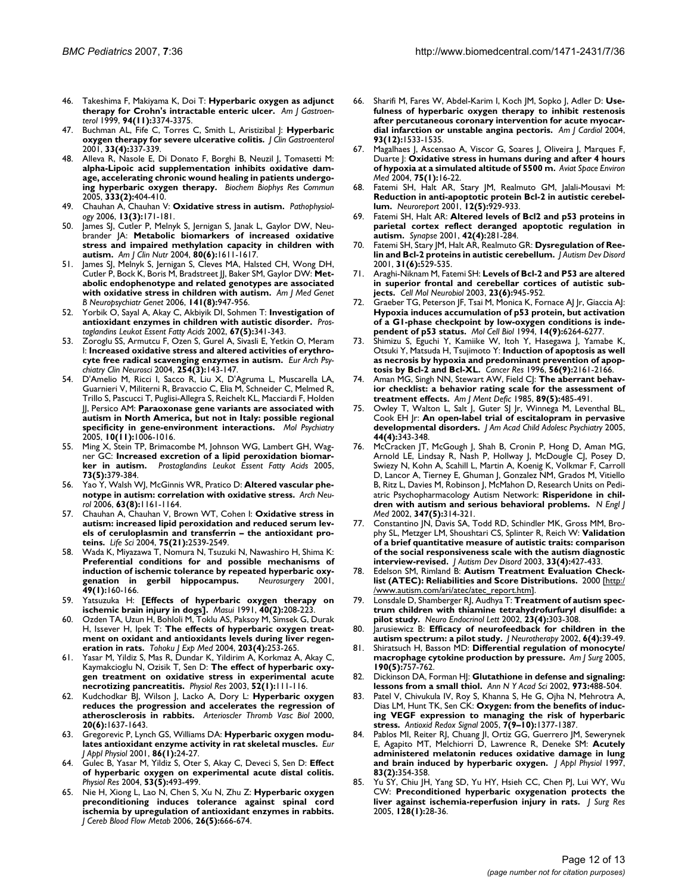46. Takeshima F, Makiyama K, Doi T: **Hyperbaric oxygen as adjunct therapy for Crohn's intractable enteric ulcer.** *Am J Gastroenterol* 1999, **94(11):**3374-3375.
47. Buchman AL, Fife C, Torres C, Smith L, Aristizibal J: **Hyperbaric oxygen therapy for severe ulcerative colitis.** *J Clin Gastroenterol* 2001, **33(4):**337-339.
48. Alleva R, Nasole E, Di Donato F, Borghi B, Neuzil J, Tomasetti M: **alpha-Lipoic acid supplementation inhibits oxidative damage, accelerating chronic wound healing in patients undergoing hyperbaric oxygen therapy.** *Biochem Biophys Res Commun* 2005, **333(2):**404-410.
49. Chauhan A, Chauhan V: **Oxidative stress in autism.** *Pathophysiology* 2006, **13(3):**171-181.
50. James SJ, Cutler P, Melnyk S, Jernigan S, Janak L, Gaylor DW, Neubrander JA: **Metabolic biomarkers of increased oxidative stress and impaired methylation capacity in children with autism.** *Am J Clin Nutr* 2004, **80(6):**1611-1617.
51. James SJ, Melnyk S, Jernigan S, Cleves MA, Halsted CH, Wong DH, Cutler P, Bock K, Boris M, Bradstreet JJ, Baker SM, Gaylor DW: **Metabolic endophenotype and related genotypes are associated with oxidative stress in children with autism.** *Am J Med Genet B Neuropsychiatr Genet* 2006, **141(8):**947-956.
52. Yorbik O, Sayal A, Akay C, Akbiyik DI, Sohmen T: **Investigation of antioxidant enzymes in children with autistic disorder.** *Prostaglandins Leukot Essent Fatty Acids* 2002, **67(5):**341-343.
53. Zoroglu SS, Armutcu F, Ozen S, Gurel A, Sivasli E, Yetkin O, Meram I: **Increased oxidative stress and altered activities of erythrocyte free radical scavenging enzymes in autism.** *Eur Arch Psychiatry Clin Neurosci* 2004, **254(3):**143-147.
54. D'Amelio M, Ricci I, Sacco R, Liu X, D'Agruma L, Muscarella LA, Guarnieri V, Militerni R, Bravaccio C, Elia M, Schneider C, Melmed R, Trillo S, Pascucci T, Puglisi-Allegra S, Reichelt KL, Macciardi F, Holden JJ, Persico AM: **Paraoxonase gene variants are associated with autism in North America, but not in Italy: possible regional specificity in gene-environment interactions.** *Mol Psychiatry* 2005, **10(11):**1006-1016.
55. Ming X, Stein TP, Brimacombe M, Johnson WG, Lambert GH, Wagner GC: **Increased excretion of a lipid peroxidation biomarker in autism.** *Prostaglandins Leukot Essent Fatty Acids* 2005, **73(5):**379-384.
56. Yao Y, Walsh WJ, McGinnis WR, Pratico D: **Altered vascular phenotype in autism: correlation with oxidative stress.** *Arch Neurol* 2006, **63(8):**1161-1164.
57. Chauhan A, Chauhan V, Brown WT, Cohen I: **Oxidative stress in autism: increased lipid peroxidation and reduced serum levels of ceruloplasmin and transferrin – the antioxidant proteins.** *Life Sci* 2004, **75(21):**2539-2549.
58. Wada K, Miyazawa T, Nomura N, Tsuzuki N, Nawashiro H, Shima K: **Preferential conditions for and possible mechanisms of induction of ischemic tolerance by repeated hyperbaric oxygenation in gerbil hippocampus.** *Neurosurgery* 2001, **49(1):**160-166.
59. Yatsuzuka H: **[Effects of hyperbaric oxygen therapy on ischemic brain injury in dogs].** *Masui* 1991, **40(2):**208-223.
60. Ozden TA, Uzun H, Bohloli M, Toklu AS, Paksoy M, Simsek G, Durak H, Issever H, Ipek T: **The effects of hyperbaric oxygen treatment on oxidant and antioxidants levels during liver regeneration in rats.** *Tohoku J Exp Med* 2004, **203(4):**253-265.
61. Yasar M, Yildiz S, Mas R, Dundar K, Yildirim A, Korkmaz A, Akay C, Kaymakcioglu N, Ozisik T, Sen D: **The effect of hyperbaric oxygen treatment on oxidative stress in experimental acute necrotizing pancreatitis.** *Physiol Res* 2003, **52(1):**111-116.
62. Kudchodkar BJ, Wilson J, Lacko A, Dory L: **Hyperbaric oxygen reduces the progression and accelerates the regression of atherosclerosis in rabbits.** *Arterioscler Thromb Vasc Biol* 2000, **20(6):**1637-1643.
63. Gregorevic P, Lynch GS, Williams DA: **Hyperbaric oxygen modulates antioxidant enzyme activity in rat skeletal muscles.** *Eur J Appl Physiol* 2001, **86(1):**24-27.
64. Gulec B, Yasar M, Yildiz S, Oter S, Akay C, Deveci S, Sen D: **Effect of hyperbaric oxygen on experimental acute distal colitis.** *Physiol Res* 2004, **53(5):**493-499.
65. Nie H, Xiong L, Lao N, Chen S, Xu N, Zhu Z: **Hyperbaric oxygen preconditioning induces tolerance against spinal cord ischemia by upregulation of antioxidant enzymes in rabbits.** *J Cereb Blood Flow Metab* 2006, **26(5):**666-674.
66. Sharifi M, Fares W, Abdel-Karim I, Koch JM, Sopko J, Adler D: **Usefulness of hyperbaric oxygen therapy to inhibit restenosis after percutaneous coronary intervention for acute myocardial infarction or unstable angina pectoris.** *Am J Cardiol* 2004, **93(12):**1533-1535.
67. Magalhaes J, Ascensao A, Viscor G, Soares J, Oliveira J, Marques F, Duarte J: **Oxidative stress in humans during and after 4 hours of hypoxia at a simulated altitude of 5500 m.** *Aviat Space Environ Med* 2004, **75(1):**16-22.
68. Fatemi SH, Halt AR, Stary JM, Realmuto GM, Jalali-Mousavi M: **Reduction in anti-apoptotic protein Bcl-2 in autistic cerebellum.** *Neuroreport* 2001, **12(5):**929-933.
69. Fatemi SH, Halt AR: **Altered levels of Bcl2 and p53 proteins in parietal cortex reflect deranged apoptotic regulation in autism.** *Synapse* 2001, **42(4):**281-284.
70. Fatemi SH, Stary JM, Halt AR, Realmuto GR: **Dysregulation of Reelin and Bcl-2 proteins in autistic cerebellum.** *J Autism Dev Disord* 2001, **31(6):**529-535.
71. Araghi-Niknam M, Fatemi SH: **Levels of Bcl-2 and P53 are altered in superior frontal and cerebellar cortices of autistic subjects.** *Cell Mol Neurobiol* 2003, **23(6):**945-952.
72. Graeber TG, Peterson JF, Tsai M, Monica K, Fornace AJ Jr, Giaccia AJ: **Hypoxia induces accumulation of p53 protein, but activation of a G1-phase checkpoint by low-oxygen conditions is independent of p53 status.** *Mol Cell Biol* 1994, **14(9):**6264-6277.
73. Shimizu S, Eguchi Y, Kamiike W, Itoh Y, Hasegawa J, Yamabe K, Otsuki Y, Matsuda H, Tsujimoto Y: **Induction of apoptosis as well as necrosis by hypoxia and predominant prevention of apoptosis by Bcl-2 and Bcl-XL.** *Cancer Res* 1996, **56(9):**2161-2166.
74. Aman MG, Singh NN, Stewart AW, Field CJ: **The aberrant behavior checklist: a behavior rating scale for the assessment of treatment effects.** *Am J Ment Defic* 1985, **89(5):**485-491.
75. Owley T, Walton L, Salt J, Guter SJ Jr, Winnega M, Leventhal BL, Cook EH Jr: **An open-label trial of escitalopram in pervasive developmental disorders.** *J Am Acad Child Adolesc Psychiatry* 2005, **44(4):**343-348.
76. McCracken JT, McGough J, Shah B, Cronin P, Hong D, Aman MG, Arnold LE, Lindsay R, Nash P, Hollway J, McDougle CJ, Posey D, Swiezy N, Kohn A, Scahill L, Martin A, Koenig K, Volkmar F, Carroll D, Lancor A, Tierney E, Ghuman J, Gonzalez NM, Grados M, Vitiello B, Ritz L, Davies M, Robinson J, McMahon D, Research Units on Pediatric Psychopharmacology Autism Network: **Risperidone in children with autism and serious behavioral problems.** *N Engl J Med* 2002, **347(5):**314-321.
77. Constantino JN, Davis SA, Todd RD, Schindler MK, Gross MM, Brophy SL, Metzger LM, Shoushtari CS, Splinter R, Reich W: **Validation of a brief quantitative measure of autistic traits: comparison of the social responsiveness scale with the autism diagnostic interview-revised.** *J Autism Dev Disord* 2003, **33(4):**427-433.
78. Edelson SM, Rimland B: **Autism Treatment Evaluation Checklist (ATEC): Reliabilities and Score Distributions.** 2000 [http://www.autism.com/ari/atec/atec_report.htm].
79. Lonsdale D, Shamberger RJ, Audhya T: **Treatment of autism spectrum children with thiamine tetrahydrofurfuryl disulfide: a pilot study.** *Neuro Endocrinol Lett* 2002, **23(4):**303-308.
80. Jarusiewicz B: **Efficacy of neurofeedback for children in the autism spectrum: a pilot study.** *J Neurotherapy* 2002, **6(4):**39-49.
81. Shiratsuch H, Basson MD: **Differential regulation of monocyte/macrophage cytokine production by pressure.** *Am J Surg* 2005, **190(5):**757-762.
82. Dickinson DA, Forman HJ: **Glutathione in defense and signaling: lessons from a small thiol.** *Ann N Y Acad Sci* 2002, **973:**488-504.
83. Patel V, Chivukula IV, Roy S, Khanna S, He G, Ojha N, Mehrotra A, Dias LM, Hunt TK, Sen CK: **Oxygen: from the benefits of inducing VEGF expression to managing the risk of hyperbaric stress.** *Antioxid Redox Signal* 2005, **7(9–10):**1377-1387.
84. Pablos MI, Reiter RJ, Chuang JI, Ortiz GG, Guerrero JM, Sewerynek E, Agapito MT, Melchiorri D, Lawrence R, Deneke SM: **Acutely administered melatonin reduces oxidative damage in lung and brain induced by hyperbaric oxygen.** *J Appl Physiol* 1997, **83(2):**354-358.
85. Yu SY, Chiu JH, Yang SD, Yu HY, Hsieh CC, Chen PJ, Lui WY, Wu CW: **Preconditioned hyperbaric oxygenation protects the liver against ischemia-reperfusion injury in rats.** *J Surg Res* 2005, **128(1):**28-36.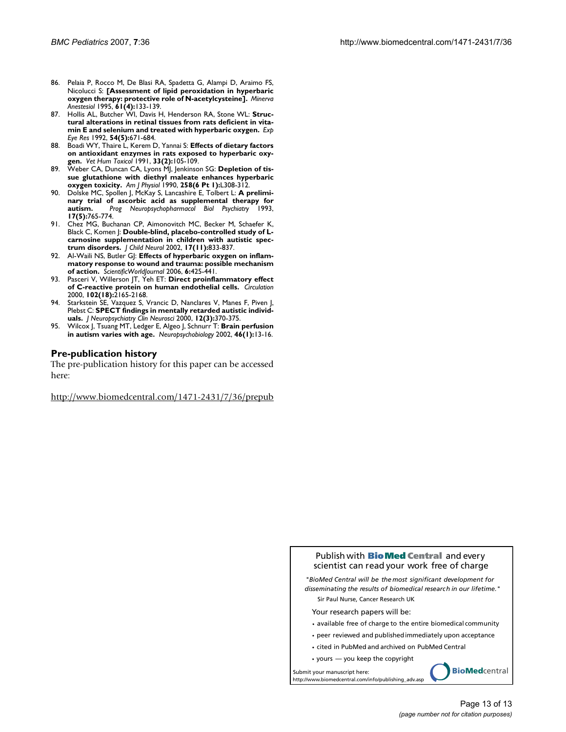86. Pelaia P, Rocco M, De Blasi RA, Spadetta G, Alampi D, Araimo FS, Nicolucci S: **[Assessment of lipid peroxidation in hyperbaric oxygen therapy: protective role of N-acetylcysteine].** *Minerva Anestesiol* 1995, **61(4):**133-139.
87. Hollis AL, Butcher WI, Davis H, Henderson RA, Stone WL: **Structural alterations in retinal tissues from rats deficient in vitamin E and selenium and treated with hyperbaric oxygen.** *Exp Eye Res* 1992, **54(5):**671-684.
88. Boadi WY, Thaire L, Kerem D, Yannai S: **Effects of dietary factors on antioxidant enzymes in rats exposed to hyperbaric oxygen.** *Vet Hum Toxicol* 1991, **33(2):**105-109.
89. Weber CA, Duncan CA, Lyons MJ, Jenkinson SG: **Depletion of tissue glutathione with diethyl maleate enhances hyperbaric oxygen toxicity.** *Am J Physiol* 1990, **258(6 Pt 1):**L308-312.
90. Dolske MC, Spollen J, McKay S, Lancashire E, Tolbert L: **A preliminary trial of ascorbic acid as supplemental therapy for autism.** *Prog Neuropsychopharmacol Biol Psychiatry* 1993, **17(5):**765-774.
91. Chez MG, Buchanan CP, Aimonovitch MC, Becker M, Schaefer K, Black C, Komen J: **Double-blind, placebo-controlled study of L-carnosine supplementation in children with autistic spectrum disorders.** *J Child Neurol* 2002, **17(11):**833-837.
92. Al-Waili NS, Butler GJ: **Effects of hyperbaric oxygen on inflammatory response to wound and trauma: possible mechanism of action.** *ScientificWorldJournal* 2006, **6:**425-441.
93. Pasceri V, Willerson JT, Yeh ET: **Direct proinflammatory effect of C-reactive protein on human endothelial cells.** *Circulation* 2000, **102(18):**2165-2168.
94. Starkstein SE, Vazquez S, Vrancic D, Nanclares V, Manes F, Piven J, Plebst C: **SPECT findings in mentally retarded autistic individuals.** *J Neuropsychiatry Clin Neurosci* 2000, **12(3):**370-375.
95. Wilcox J, Tsuang MT, Ledger E, Algeo J, Schnurr T: **Brain perfusion in autism varies with age.** *Neuropsychobiology* 2002, **46(1):**13-16.

## Pre-publication history

The pre-publication history for this paper can be accessed here:

http://www.biomedcentral.com/1471-2431/7/36/prepub

Publish with **BioMed Central** and every scientist can read your work free of charge

*"BioMed Central will be the most significant development for disseminating the results of biomedical research in our lifetime."*

Sir Paul Nurse, Cancer Research UK

Your research papers will be:

- available free of charge to the entire biomedical community
- peer reviewed and published immediately upon acceptance
- cited in PubMed and archived on PubMed Central
- yours — you keep the copyright

Submit your manuscript here:
http://www.biomedcentral.com/info/publishing_adv.asp

BioMedcentral